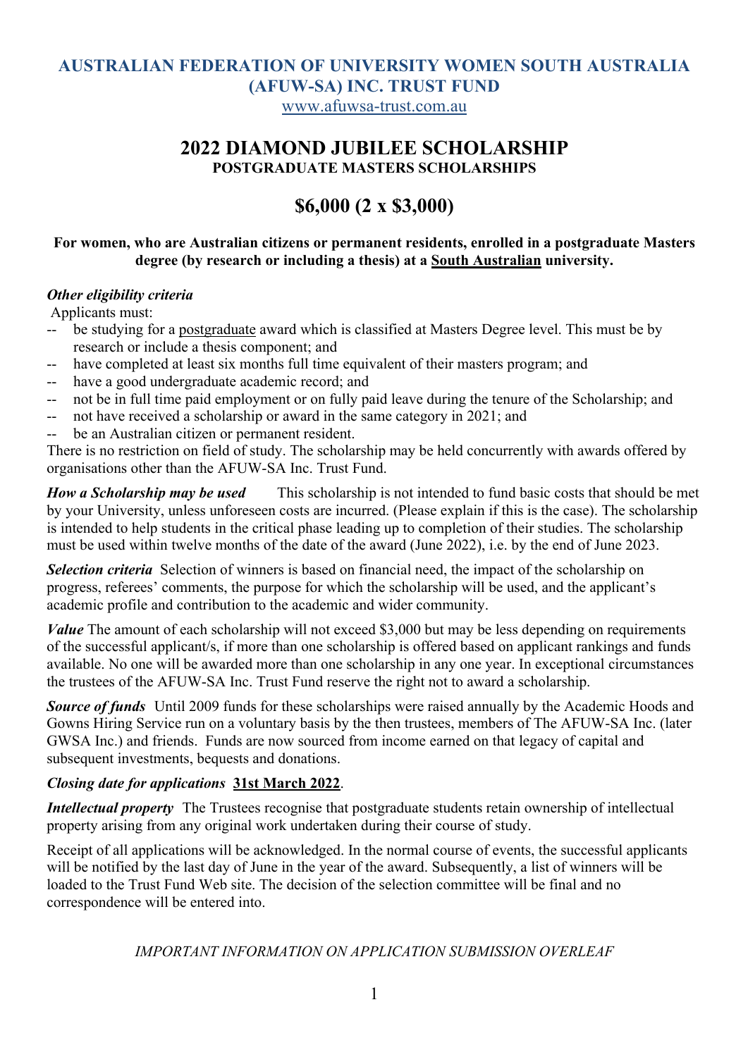# AUSTRALIAN FEDERATION OF UNIVERSITY WOMEN SOUTH AUSTRALIA (AFUW-SA) INC. TRUST FUND

www.afuwsa-trust.com.au

## 2022 DIAMOND JUBILEE SCHOLARSHIP

### POSTGRADUATE MASTERS SCHOLARSHIPS

## $6,000 (2 x $3,000)

**For women, who are Australian citizens or permanent residents, enrolled in a postgraduate Masters degree (by research or including a thesis) at a South Australian university.**

***Other eligibility criteria***

Applicants must:

- -- be studying for a postgraduate award which is classified at Masters Degree level. This must be by research or include a thesis component; and
- -- have completed at least six months full time equivalent of their masters program; and
- -- have a good undergraduate academic record; and
- -- not be in full time paid employment or on fully paid leave during the tenure of the Scholarship; and
- -- not have received a scholarship or award in the same category in 2021; and
- -- be an Australian citizen or permanent resident.

There is no restriction on field of study. The scholarship may be held concurrently with awards offered by organisations other than the AFUW-SA Inc. Trust Fund.

***How a Scholarship may be used*** This scholarship is not intended to fund basic costs that should be met by your University, unless unforeseen costs are incurred. (Please explain if this is the case). The scholarship is intended to help students in the critical phase leading up to completion of their studies. The scholarship must be used within twelve months of the date of the award (June 2022), i.e. by the end of June 2023.

***Selection criteria*** Selection of winners is based on financial need, the impact of the scholarship on progress, referees' comments, the purpose for which the scholarship will be used, and the applicant's academic profile and contribution to the academic and wider community.

***Value*** The amount of each scholarship will not exceed $3,000 but may be less depending on requirements of the successful applicant/s, if more than one scholarship is offered based on applicant rankings and funds available. No one will be awarded more than one scholarship in any one year. In exceptional circumstances the trustees of the AFUW-SA Inc. Trust Fund reserve the right not to award a scholarship.

***Source of funds*** Until 2009 funds for these scholarships were raised annually by the Academic Hoods and Gowns Hiring Service run on a voluntary basis by the then trustees, members of The AFUW-SA Inc. (later GWSA Inc.) and friends. Funds are now sourced from income earned on that legacy of capital and subsequent investments, bequests and donations.

***Closing date for applications*** **31st March 2022**.

***Intellectual property*** The Trustees recognise that postgraduate students retain ownership of intellectual property arising from any original work undertaken during their course of study.

Receipt of all applications will be acknowledged. In the normal course of events, the successful applicants will be notified by the last day of June in the year of the award. Subsequently, a list of winners will be loaded to the Trust Fund Web site. The decision of the selection committee will be final and no correspondence will be entered into.

*IMPORTANT INFORMATION ON APPLICATION SUBMISSION OVERLEAF*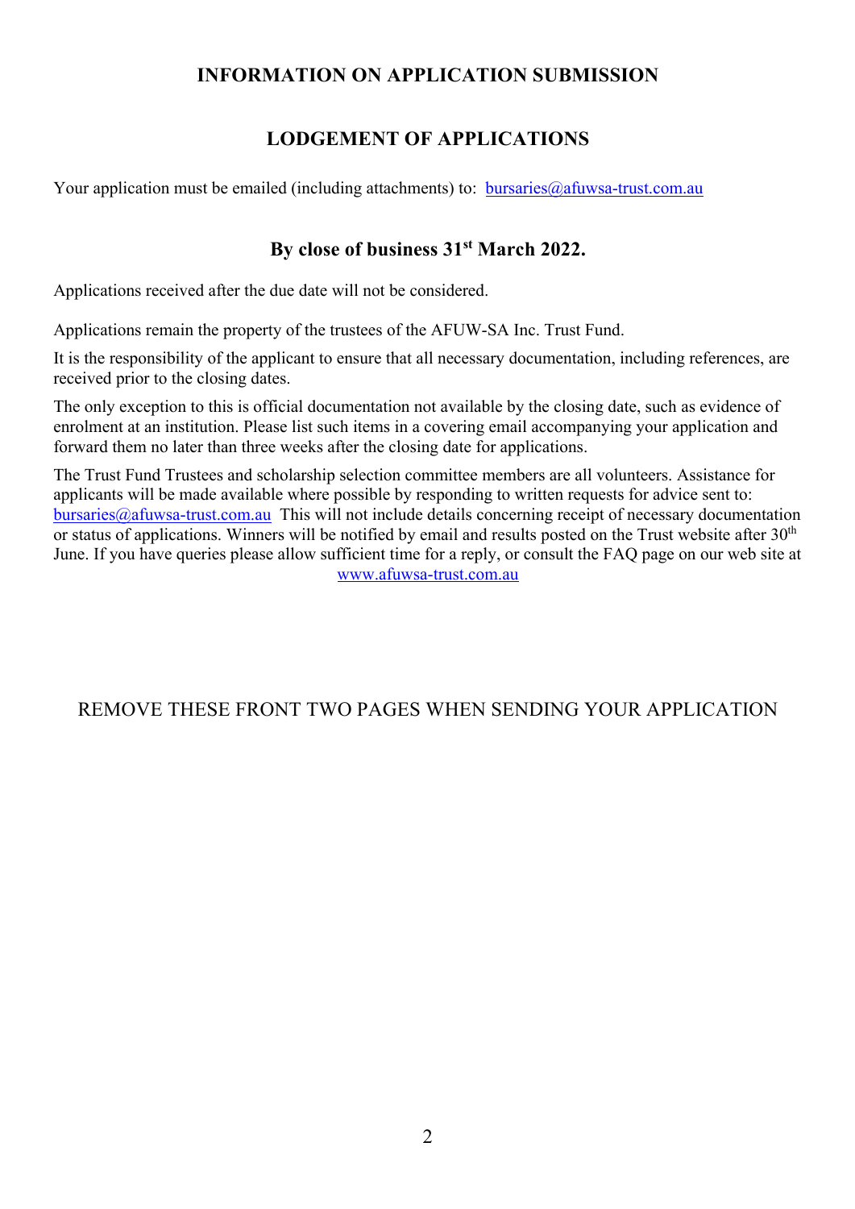# INFORMATION ON APPLICATION SUBMISSION

## LODGEMENT OF APPLICATIONS

Your application must be emailed (including attachments) to: bursaries@afuwsa-trust.com.au

**By close of business 31st March 2022.**

Applications received after the due date will not be considered.

Applications remain the property of the trustees of the AFUW-SA Inc. Trust Fund.

It is the responsibility of the applicant to ensure that all necessary documentation, including references, are received prior to the closing dates.

The only exception to this is official documentation not available by the closing date, such as evidence of enrolment at an institution. Please list such items in a covering email accompanying your application and forward them no later than three weeks after the closing date for applications.

The Trust Fund Trustees and scholarship selection committee members are all volunteers. Assistance for applicants will be made available where possible by responding to written requests for advice sent to: bursaries@afuwsa-trust.com.au This will not include details concerning receipt of necessary documentation or status of applications. Winners will be notified by email and results posted on the Trust website after 30th June. If you have queries please allow sufficient time for a reply, or consult the FAQ page on our web site at www.afuwsa-trust.com.au

REMOVE THESE FRONT TWO PAGES WHEN SENDING YOUR APPLICATION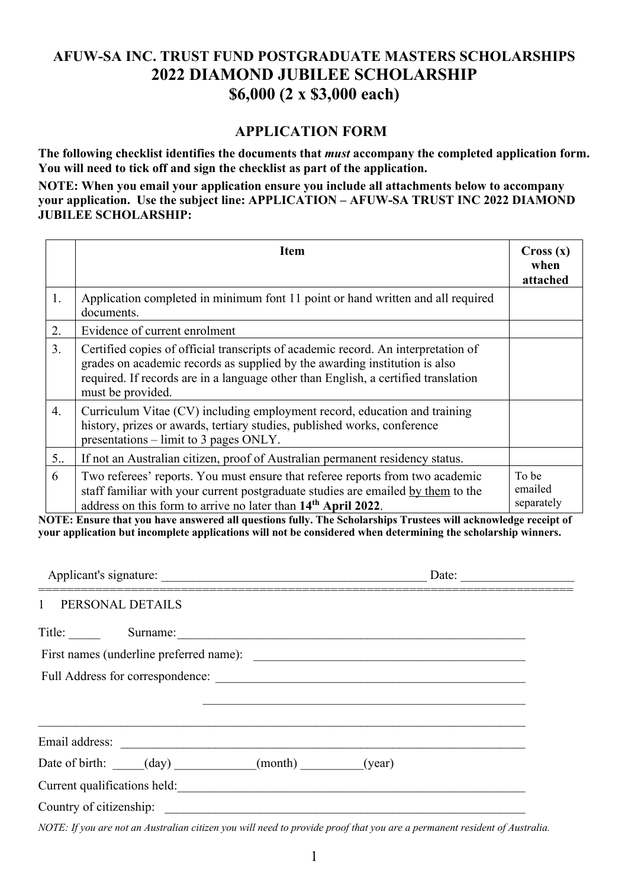# AFUW-SA INC. TRUST FUND POSTGRADUATE MASTERS SCHOLARSHIPS
# 2022 DIAMOND JUBILEE SCHOLARSHIP
# $6,000 (2 x $3,000 each)

## APPLICATION FORM

**The following checklist identifies the documents that *must* accompany the completed application form. You will need to tick off and sign the checklist as part of the application.**

**NOTE: When you email your application ensure you include all attachments below to accompany your application. Use the subject line: APPLICATION – AFUW-SA TRUST INC 2022 DIAMOND JUBILEE SCHOLARSHIP:**

| | Item | Cross (x) when attached |
|---|---|---|
| 1. | Application completed in minimum font 11 point or hand written and all required documents. | |
| 2. | Evidence of current enrolment | |
| 3. | Certified copies of official transcripts of academic record. An interpretation of grades on academic records as supplied by the awarding institution is also required. If records are in a language other than English, a certified translation must be provided. | |
| 4. | Curriculum Vitae (CV) including employment record, education and training history, prizes or awards, tertiary studies, published works, conference presentations – limit to 3 pages ONLY. | |
| 5.. | If not an Australian citizen, proof of Australian permanent residency status. | |
| 6 | Two referees' reports. You must ensure that referee reports from two academic staff familiar with your current postgraduate studies are emailed by them to the address on this form to arrive no later than **14th April 2022**. | To be emailed separately |

**NOTE: Ensure that you have answered all questions fully. The Scholarships Trustees will acknowledge receipt of your application but incomplete applications will not be considered when determining the scholarship winners.**

Applicant's signature: ____________________________________________ Date: _________________

---

1 PERSONAL DETAILS

Title: _____ Surname:___________________________________________________________

First names (underline preferred name): ____________________________________________

Full Address for correspondence: ___________________________________________________

___________________________________________________

___________________________________________________________________________________

Email address: _________________________________________________________________

Date of birth: _____(day) _____________(month) __________(year)

Current qualifications held:__________________________________________________________

Country of citizenship: ______________________________________________________________

*NOTE: If you are not an Australian citizen you will need to provide proof that you are a permanent resident of Australia.*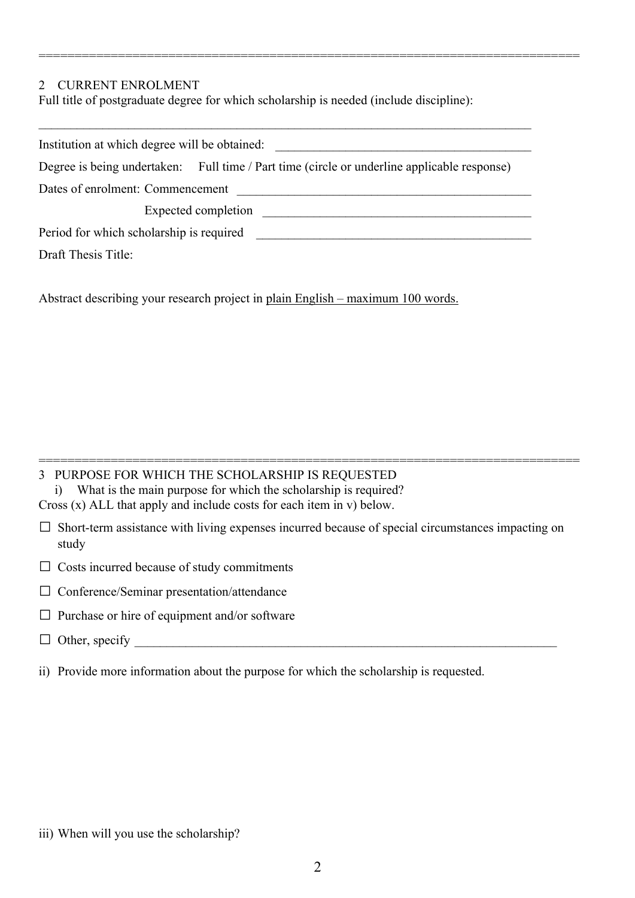## 2 CURRENT ENROLMENT

Full title of postgraduate degree for which scholarship is needed (include discipline):

\_\_\_\_\_\_\_\_\_\_\_\_\_\_\_\_\_\_\_\_\_\_\_\_\_\_\_\_\_\_\_\_\_\_\_\_\_\_\_\_\_\_\_\_\_\_\_\_\_\_\_\_\_\_\_\_\_\_\_\_\_\_\_\_\_\_\_\_\_\_\_\_

Institution at which degree will be obtained: \_\_\_\_\_\_\_\_\_\_\_\_\_\_\_\_\_\_\_\_\_\_\_\_\_\_\_\_\_\_\_\_\_\_\_\_\_\_\_\_

Degree is being undertaken: Full time / Part time (circle or underline applicable response)

Dates of enrolment: Commencement \_\_\_\_\_\_\_\_\_\_\_\_\_\_\_\_\_\_\_\_\_\_\_\_\_\_\_\_\_\_\_\_\_\_\_\_\_\_\_\_\_\_\_\_

Expected completion \_\_\_\_\_\_\_\_\_\_\_\_\_\_\_\_\_\_\_\_\_\_\_\_\_\_\_\_\_\_\_\_\_\_\_\_\_\_\_\_\_\_

Period for which scholarship is required \_\_\_\_\_\_\_\_\_\_\_\_\_\_\_\_\_\_\_\_\_\_\_\_\_\_\_\_\_\_\_\_\_\_\_\_\_\_\_\_\_\_

Draft Thesis Title:

Abstract describing your research project in <u>plain English – maximum 100 words.</u>

## 3 PURPOSE FOR WHICH THE SCHOLARSHIP IS REQUESTED

i) What is the main purpose for which the scholarship is required?

Cross (x) ALL that apply and include costs for each item in v) below.

- ☐ Short-term assistance with living expenses incurred because of special circumstances impacting on study
- ☐ Costs incurred because of study commitments
- ☐ Conference/Seminar presentation/attendance
- ☐ Purchase or hire of equipment and/or software
- ☐ Other, specify \_\_\_\_\_\_\_\_\_\_\_\_\_\_\_\_\_\_\_\_\_\_\_\_\_\_\_\_\_\_\_\_\_\_\_\_\_\_\_\_\_\_\_\_\_\_\_\_\_\_\_\_\_\_\_\_\_\_\_\_\_\_\_\_

ii) Provide more information about the purpose for which the scholarship is requested.

iii) When will you use the scholarship?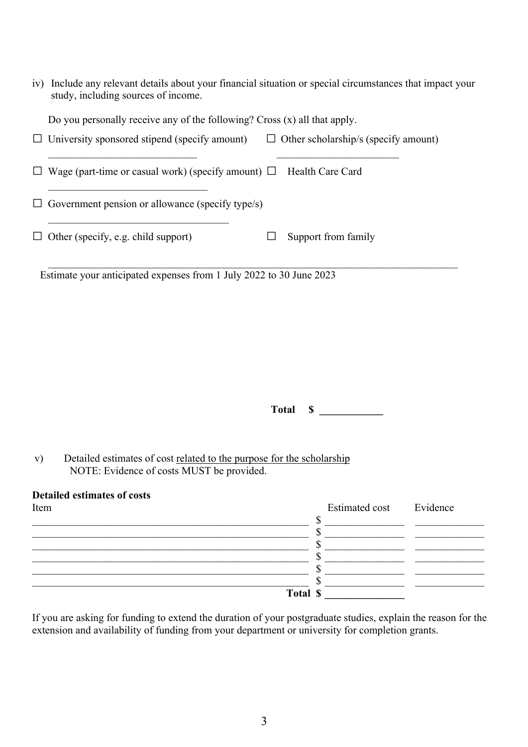iv) Include any relevant details about your financial situation or special circumstances that impact your study, including sources of income.

Do you personally receive any of the following? Cross (x) all that apply.

☐ University sponsored stipend (specify amount) ____________________________

☐ Other scholarship/s (specify amount) ________________________

☐ Wage (part-time or casual work) (specify amount) ______________________________

☐ Health Care Card

☐ Government pension or allowance (specify type/s) __________________________________

☐ Other (specify, e.g. child support)

☐ Support from family

_______________________________________________________________________________

Estimate your anticipated expenses from 1 July 2022 to 30 June 2023

**Total $ ____________**

v) Detailed estimates of cost related to the purpose for the scholarship
NOTE: Evidence of costs MUST be provided.

**Detailed estimates of costs**

| Item | Estimated cost | Evidence |
|---|---|---|
| | $ | |
| | $ | |
| | $ | |
| | $ | |
| | $ | |
| | $ | |
| **Total** | **$** | |

If you are asking for funding to extend the duration of your postgraduate studies, explain the reason for the extension and availability of funding from your department or university for completion grants.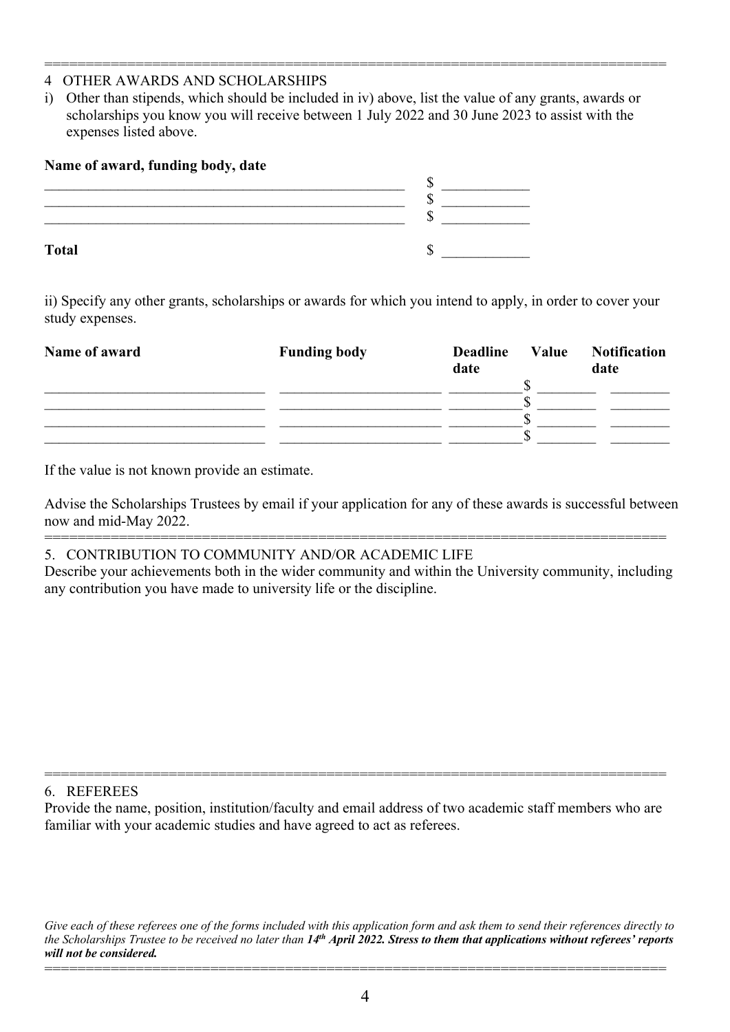## 4 OTHER AWARDS AND SCHOLARSHIPS

i) Other than stipends, which should be included in iv) above, list the value of any grants, awards or scholarships you know you will receive between 1 July 2022 and 30 June 2023 to assist with the expenses listed above.

| Name of award, funding body, date | |
|---|---|
| ____________________________________________ | $ __________ |
| ____________________________________________ | $ __________ |
| ____________________________________________ | $ __________ |
| **Total** | $ __________ |

ii) Specify any other grants, scholarships or awards for which you intend to apply, in order to cover your study expenses.

| Name of award | Funding body | Deadline date | Value | Notification date |
|---|---|---|---|---|
| __________________________ | ____________________ | ________ | $ _______ | _______ |
| __________________________ | ____________________ | ________ | $ _______ | _______ |
| __________________________ | ____________________ | ________ | $ _______ | _______ |
| __________________________ | ____________________ | ________ | $ _______ | _______ |

If the value is not known provide an estimate.

Advise the Scholarships Trustees by email if your application for any of these awards is successful between now and mid-May 2022.

## 5. CONTRIBUTION TO COMMUNITY AND/OR ACADEMIC LIFE

Describe your achievements both in the wider community and within the University community, including any contribution you have made to university life or the discipline.

## 6. REFEREES

Provide the name, position, institution/faculty and email address of two academic staff members who are familiar with your academic studies and have agreed to act as referees.

*Give each of these referees one of the forms included with this application form and ask them to send their references directly to the Scholarships Trustee to be received no later than* ***14th April 2022. Stress to them that applications without referees' reports will not be considered.***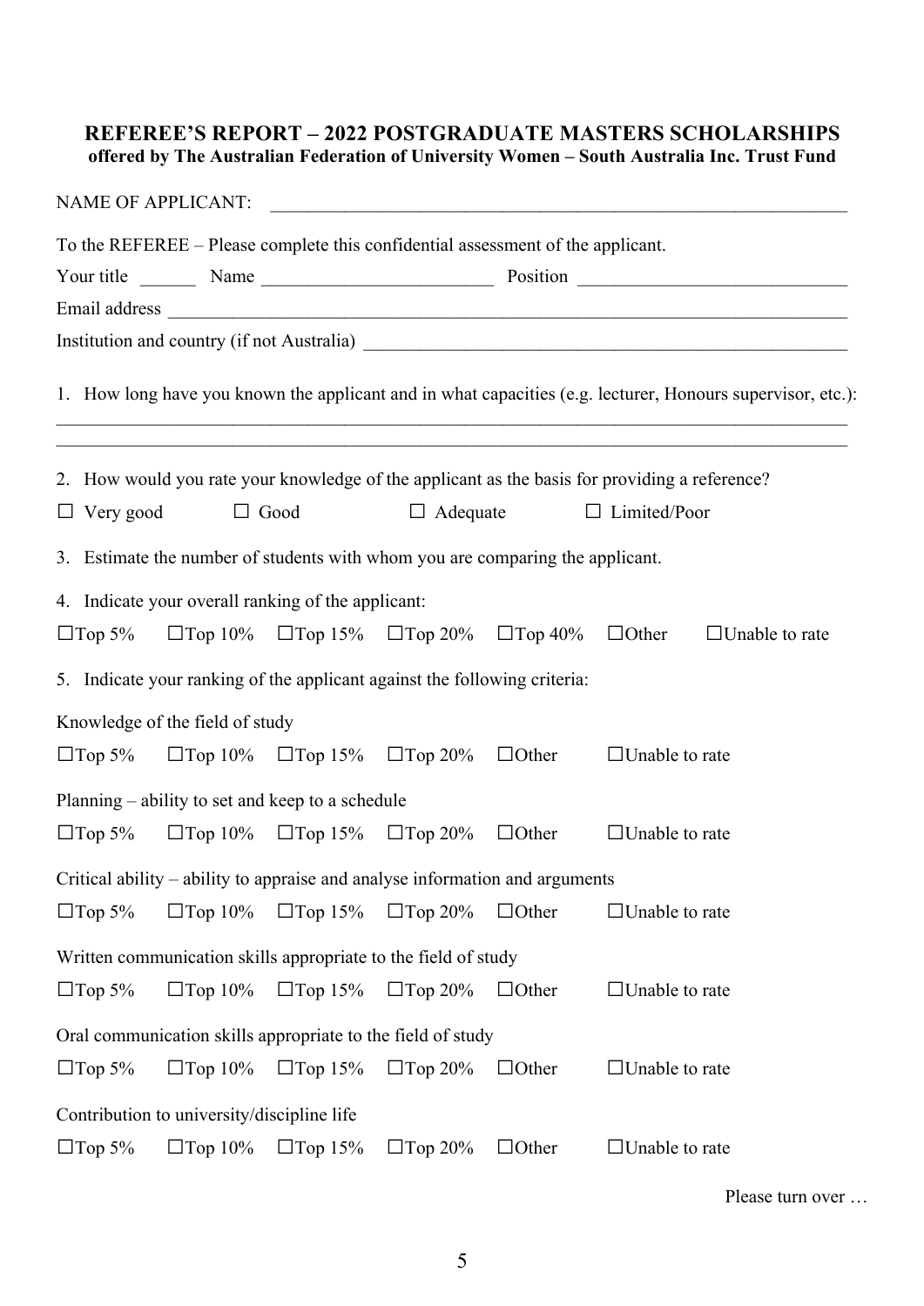## REFEREE'S REPORT – 2022 POSTGRADUATE MASTERS SCHOLARSHIPS

**offered by The Australian Federation of University Women – South Australia Inc. Trust Fund**

NAME OF APPLICANT: ______________________________________________________________

To the REFEREE – Please complete this confidential assessment of the applicant.

Your title ______ Name ________________________ Position ____________________________

Email address ______________________________________________________________________

Institution and country (if not Australia) ______________________________________________

1. How long have you known the applicant and in what capacities (e.g. lecturer, Honours supervisor, etc.):

_____________________________________________________________________________________

_____________________________________________________________________________________

2. How would you rate your knowledge of the applicant as the basis for providing a reference?

☐ Very good ☐ Good ☐ Adequate ☐ Limited/Poor

3. Estimate the number of students with whom you are comparing the applicant.

4. Indicate your overall ranking of the applicant:

☐Top 5% ☐Top 10% ☐Top 15% ☐Top 20% ☐Top 40% ☐Other ☐Unable to rate

5. Indicate your ranking of the applicant against the following criteria:

Knowledge of the field of study

☐Top 5% ☐Top 10% ☐Top 15% ☐Top 20% ☐Other ☐Unable to rate

Planning – ability to set and keep to a schedule

☐Top 5% ☐Top 10% ☐Top 15% ☐Top 20% ☐Other ☐Unable to rate

Critical ability – ability to appraise and analyse information and arguments

☐Top 5% ☐Top 10% ☐Top 15% ☐Top 20% ☐Other ☐Unable to rate

Written communication skills appropriate to the field of study

☐Top 5% ☐Top 10% ☐Top 15% ☐Top 20% ☐Other ☐Unable to rate

Oral communication skills appropriate to the field of study

☐Top 5% ☐Top 10% ☐Top 15% ☐Top 20% ☐Other ☐Unable to rate

Contribution to university/discipline life

☐Top 5% ☐Top 10% ☐Top 15% ☐Top 20% ☐Other ☐Unable to rate

Please turn over …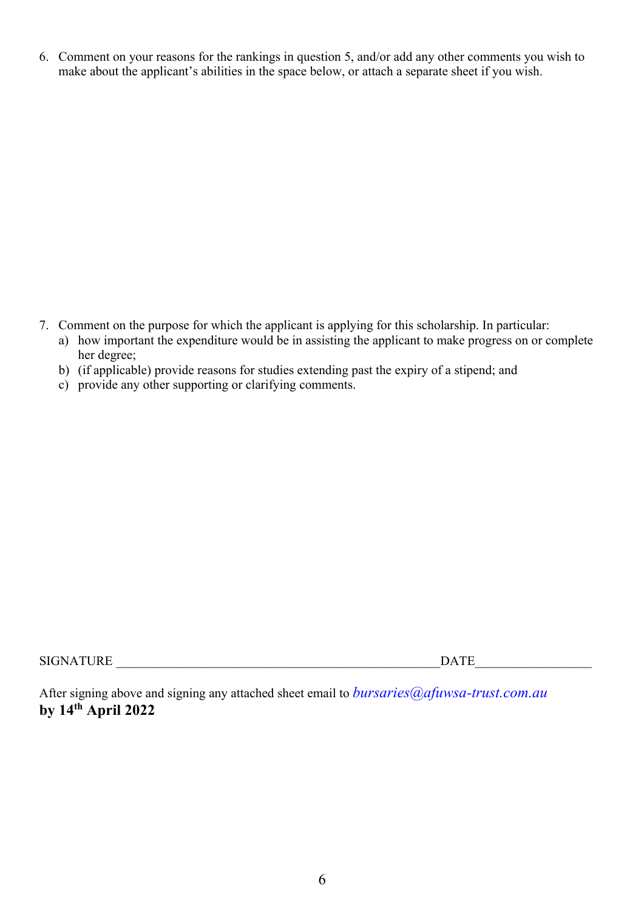6. Comment on your reasons for the rankings in question 5, and/or add any other comments you wish to make about the applicant's abilities in the space below, or attach a separate sheet if you wish.

7. Comment on the purpose for which the applicant is applying for this scholarship. In particular:
   a) how important the expenditure would be in assisting the applicant to make progress on or complete her degree;
   b) (if applicable) provide reasons for studies extending past the expiry of a stipend; and
   c) provide any other supporting or clarifying comments.

SIGNATURE ________________________________________________DATE________________

After signing above and signing any attached sheet email to *bursaries@afuwsa-trust.com.au*
**by 14th April 2022**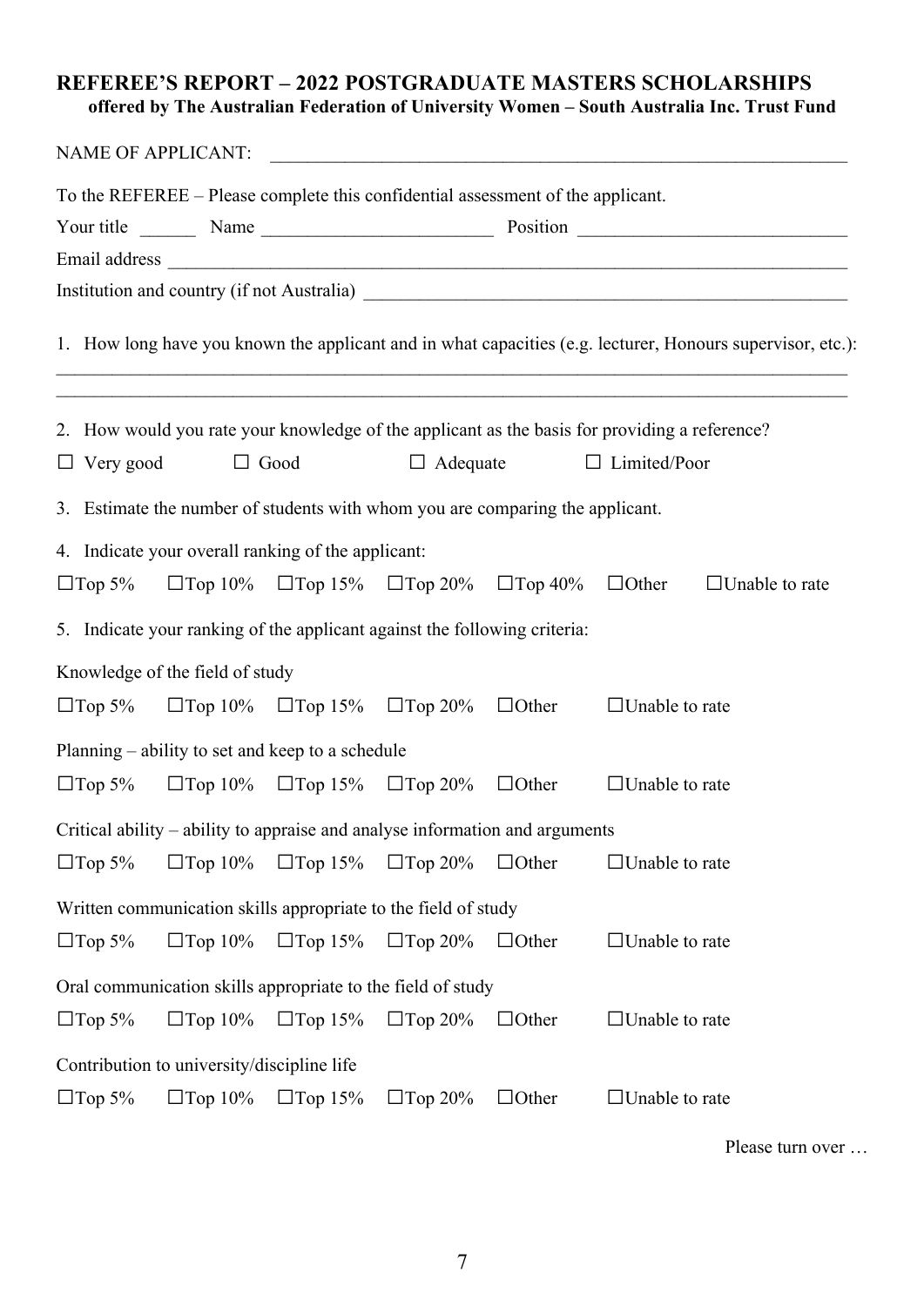## REFEREE'S REPORT – 2022 POSTGRADUATE MASTERS SCHOLARSHIPS

**offered by The Australian Federation of University Women – South Australia Inc. Trust Fund**

NAME OF APPLICANT: ______________________________________________________________

To the REFEREE – Please complete this confidential assessment of the applicant.

Your title ______ Name _________________________ Position _____________________________

Email address _______________________________________________________________________

Institution and country (if not Australia) _____________________________________________________

1. How long have you known the applicant and in what capacities (e.g. lecturer, Honours supervisor, etc.):

_____________________________________________________________________________________

_____________________________________________________________________________________

2. How would you rate your knowledge of the applicant as the basis for providing a reference?

☐ Very good ☐ Good ☐ Adequate ☐ Limited/Poor

3. Estimate the number of students with whom you are comparing the applicant.

4. Indicate your overall ranking of the applicant:

☐Top 5% ☐Top 10% ☐Top 15% ☐Top 20% ☐Top 40% ☐Other ☐Unable to rate

5. Indicate your ranking of the applicant against the following criteria:

Knowledge of the field of study

☐Top 5% ☐Top 10% ☐Top 15% ☐Top 20% ☐Other ☐Unable to rate

Planning – ability to set and keep to a schedule

☐Top 5% ☐Top 10% ☐Top 15% ☐Top 20% ☐Other ☐Unable to rate

Critical ability – ability to appraise and analyse information and arguments

☐Top 5% ☐Top 10% ☐Top 15% ☐Top 20% ☐Other ☐Unable to rate

Written communication skills appropriate to the field of study

☐Top 5% ☐Top 10% ☐Top 15% ☐Top 20% ☐Other ☐Unable to rate

Oral communication skills appropriate to the field of study

☐Top 5% ☐Top 10% ☐Top 15% ☐Top 20% ☐Other ☐Unable to rate

Contribution to university/discipline life

☐Top 5% ☐Top 10% ☐Top 15% ☐Top 20% ☐Other ☐Unable to rate

Please turn over …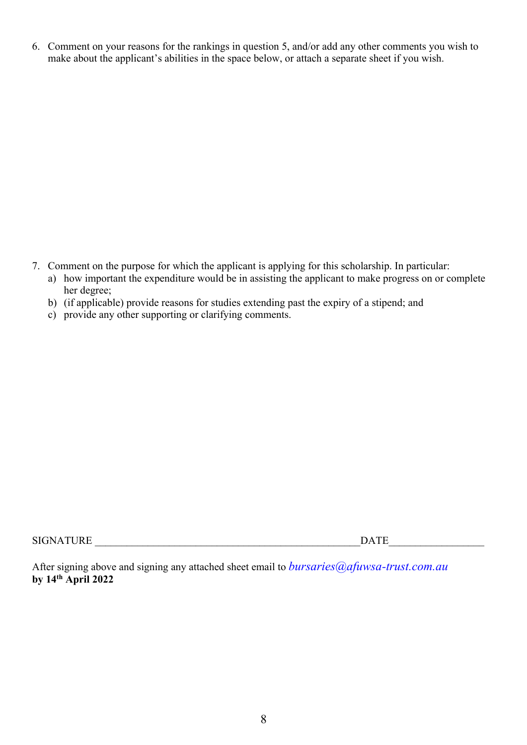6. Comment on your reasons for the rankings in question 5, and/or add any other comments you wish to make about the applicant's abilities in the space below, or attach a separate sheet if you wish.

7. Comment on the purpose for which the applicant is applying for this scholarship. In particular:
   a) how important the expenditure would be in assisting the applicant to make progress on or complete her degree;
   b) (if applicable) provide reasons for studies extending past the expiry of a stipend; and
   c) provide any other supporting or clarifying comments.

SIGNATURE ______________________________________________ DATE________________

After signing above and signing any attached sheet email to *bursaries@afuwsa-trust.com.au*
**by 14th April 2022**